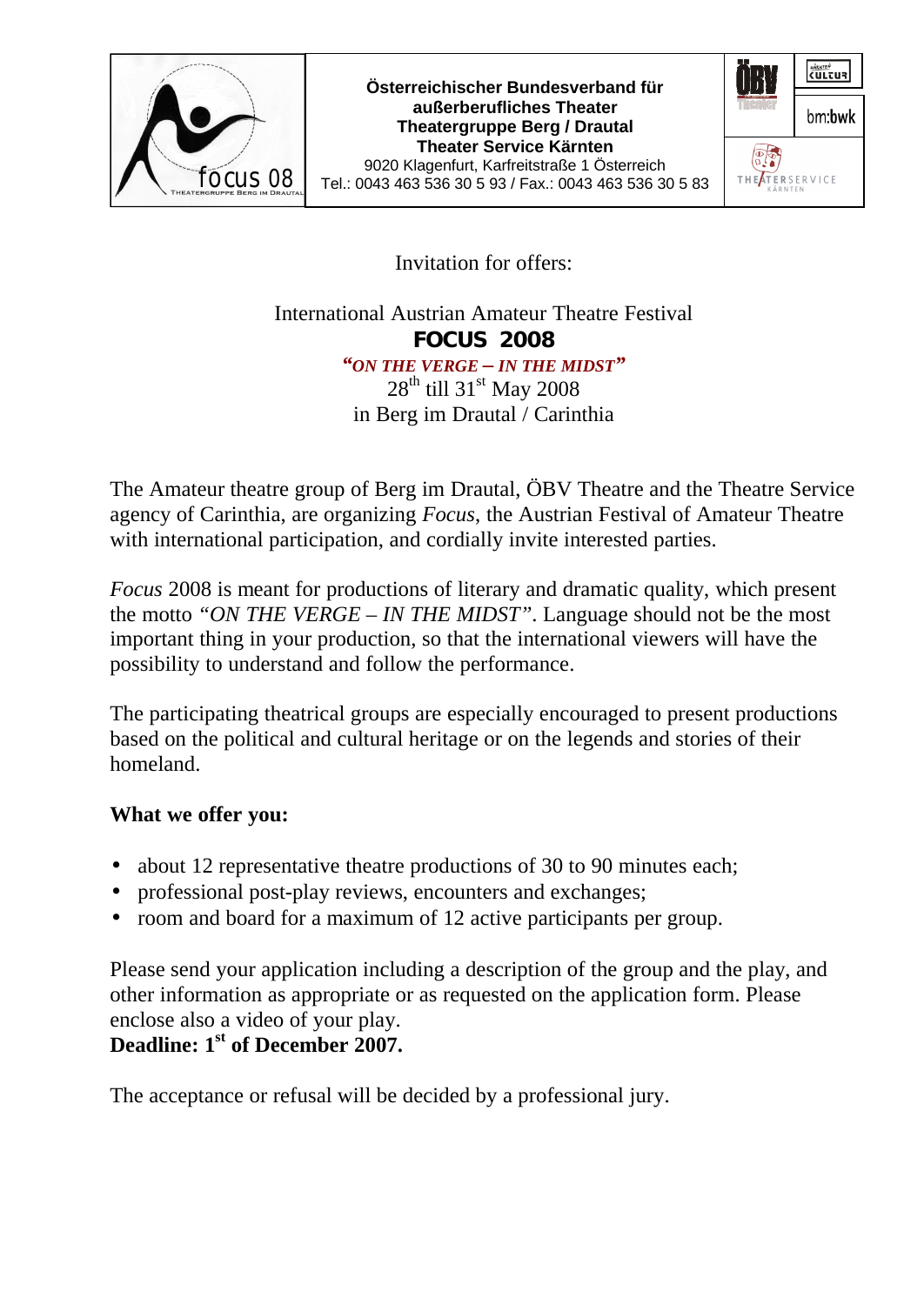**Österreichischer Bundesverband für außerberufliches Theater**
**Theatergruppe Berg / Drautal**
**Theater Service Kärnten**
9020 Klagenfurt, Karfreitstraße 1 Österreich
Tel.: 0043 463 536 30 5 93 / Fax.: 0043 463 536 30 5 83

Invitation for offers:

International Austrian Amateur Theatre Festival

**FOCUS 2008**

***"ON THE VERGE – IN THE MIDST"***

28th till 31st May 2008

in Berg im Drautal / Carinthia

The Amateur theatre group of Berg im Drautal, ÖBV Theatre and the Theatre Service agency of Carinthia, are organizing *Focus*, the Austrian Festival of Amateur Theatre with international participation, and cordially invite interested parties.

*Focus* 2008 is meant for productions of literary and dramatic quality, which present the motto *"ON THE VERGE – IN THE MIDST"*. Language should not be the most important thing in your production, so that the international viewers will have the possibility to understand and follow the performance.

The participating theatrical groups are especially encouraged to present productions based on the political and cultural heritage or on the legends and stories of their homeland.

**What we offer you:**

- about 12 representative theatre productions of 30 to 90 minutes each;
- professional post-play reviews, encounters and exchanges;
- room and board for a maximum of 12 active participants per group.

Please send your application including a description of the group and the play, and other information as appropriate or as requested on the application form. Please enclose also a video of your play.

**Deadline: 1st of December 2007.**

The acceptance or refusal will be decided by a professional jury.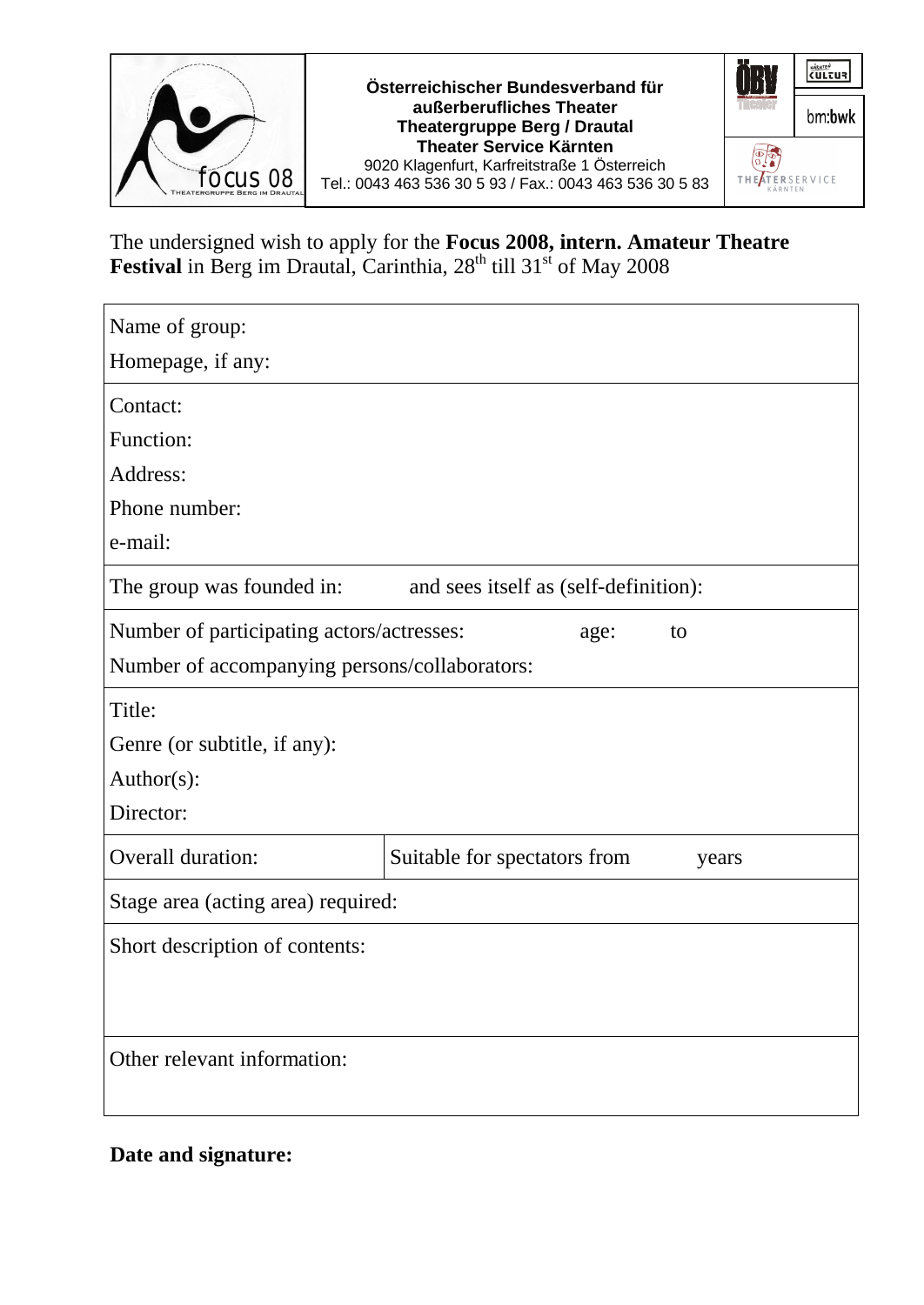| | | |
|---|---|---|
| focus 08 THEATERGRUPPE BERG IM DRAUTAL | **Österreichischer Bundesverband für außerberufliches Theater Theatergruppe Berg / Drautal Theater Service Kärnten** 9020 Klagenfurt, Karfreitstraße 1 Österreich Tel.: 0043 463 536 30 5 93 / Fax.: 0043 463 536 30 5 83 | ÖBV Theater · KÄRNTEN KULTUR · bm:bwk · THEATERSERVICE KÄRNTEN |

The undersigned wish to apply for the **Focus 2008, intern. Amateur Theatre Festival** in Berg im Drautal, Carinthia, 28th till 31st of May 2008

| | |
|---|---|
| Name of group:<br>Homepage, if any: | |
| Contact:<br>Function:<br>Address:<br>Phone number:<br>e-mail: | |
| The group was founded in: and sees itself as (self-definition): | |
| Number of participating actors/actresses: age: to<br>Number of accompanying persons/collaborators: | |
| Title:<br>Genre (or subtitle, if any):<br>Author(s):<br>Director: | |
| Overall duration: | Suitable for spectators from years |
| Stage area (acting area) required: | |
| Short description of contents: | |
| Other relevant information: | |

**Date and signature:**